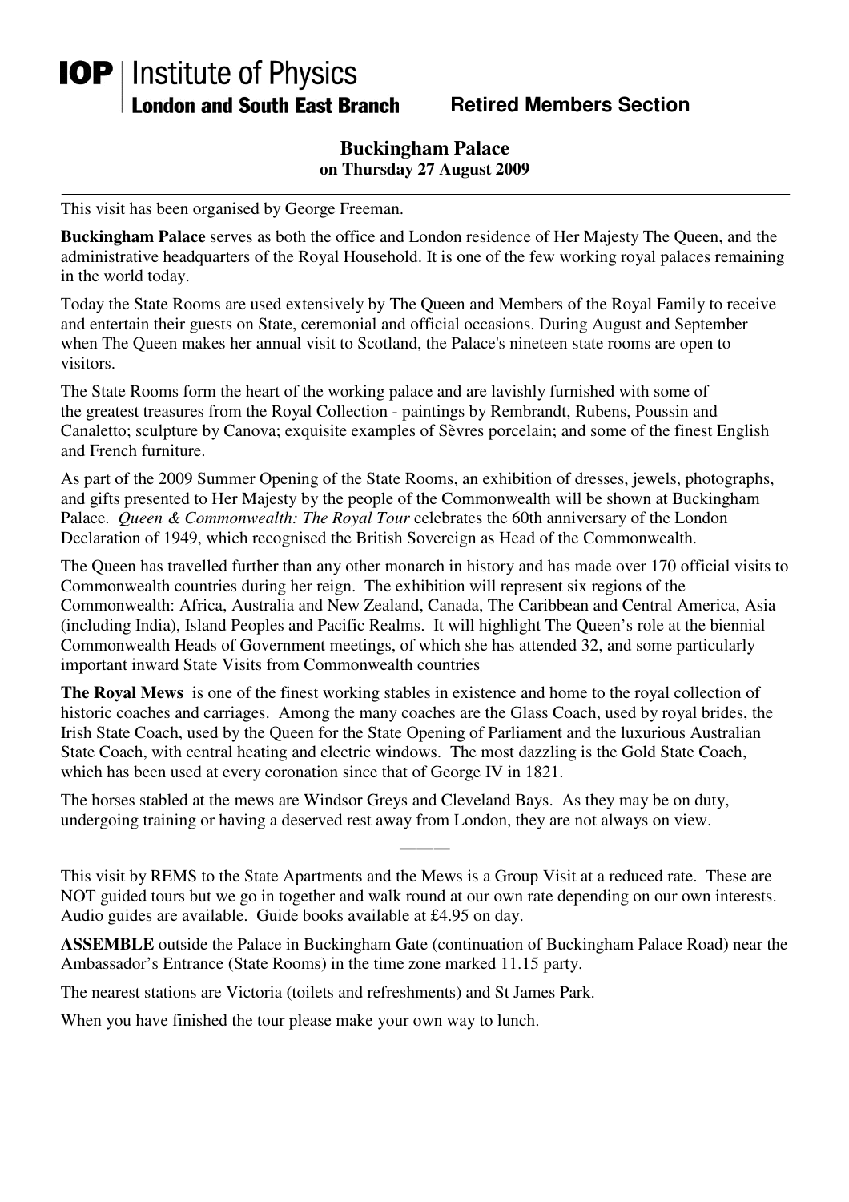**IOP** | Institute of Physics
**London and South East Branch** **Retired Members Section**

## Buckingham Palace
**on Thursday 27 August 2009**

---

This visit has been organised by George Freeman.

**Buckingham Palace** serves as both the office and London residence of Her Majesty The Queen, and the administrative headquarters of the Royal Household. It is one of the few working royal palaces remaining in the world today.

Today the State Rooms are used extensively by The Queen and Members of the Royal Family to receive and entertain their guests on State, ceremonial and official occasions. During August and September when The Queen makes her annual visit to Scotland, the Palace's nineteen state rooms are open to visitors.

The State Rooms form the heart of the working palace and are lavishly furnished with some of the greatest treasures from the Royal Collection - paintings by Rembrandt, Rubens, Poussin and Canaletto; sculpture by Canova; exquisite examples of Sèvres porcelain; and some of the finest English and French furniture.

As part of the 2009 Summer Opening of the State Rooms, an exhibition of dresses, jewels, photographs, and gifts presented to Her Majesty by the people of the Commonwealth will be shown at Buckingham Palace. *Queen & Commonwealth: The Royal Tour* celebrates the 60th anniversary of the London Declaration of 1949, which recognised the British Sovereign as Head of the Commonwealth.

The Queen has travelled further than any other monarch in history and has made over 170 official visits to Commonwealth countries during her reign. The exhibition will represent six regions of the Commonwealth: Africa, Australia and New Zealand, Canada, The Caribbean and Central America, Asia (including India), Island Peoples and Pacific Realms. It will highlight The Queen's role at the biennial Commonwealth Heads of Government meetings, of which she has attended 32, and some particularly important inward State Visits from Commonwealth countries

**The Royal Mews** is one of the finest working stables in existence and home to the royal collection of historic coaches and carriages. Among the many coaches are the Glass Coach, used by royal brides, the Irish State Coach, used by the Queen for the State Opening of Parliament and the luxurious Australian State Coach, with central heating and electric windows. The most dazzling is the Gold State Coach, which has been used at every coronation since that of George IV in 1821.

The horses stabled at the mews are Windsor Greys and Cleveland Bays. As they may be on duty, undergoing training or having a deserved rest away from London, they are not always on view.

———

This visit by REMS to the State Apartments and the Mews is a Group Visit at a reduced rate. These are NOT guided tours but we go in together and walk round at our own rate depending on our own interests. Audio guides are available. Guide books available at £4.95 on day.

**ASSEMBLE** outside the Palace in Buckingham Gate (continuation of Buckingham Palace Road) near the Ambassador's Entrance (State Rooms) in the time zone marked 11.15 party.

The nearest stations are Victoria (toilets and refreshments) and St James Park.

When you have finished the tour please make your own way to lunch.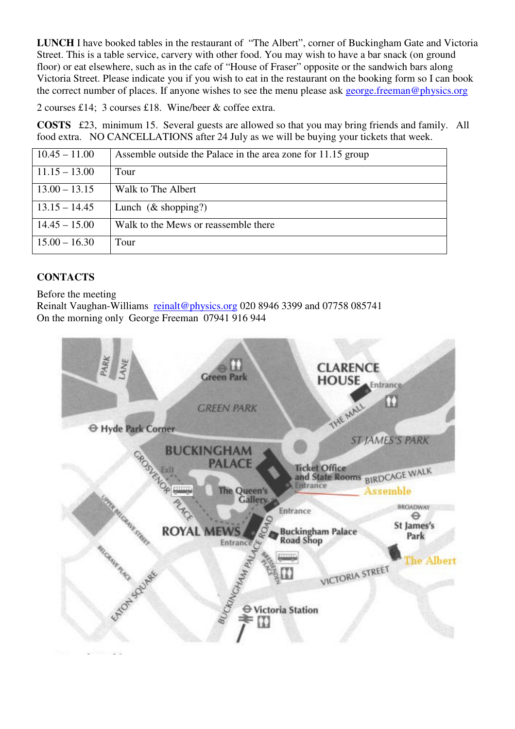**LUNCH** I have booked tables in the restaurant of "The Albert", corner of Buckingham Gate and Victoria Street. This is a table service, carvery with other food. You may wish to have a bar snack (on ground floor) or eat elsewhere, such as in the cafe of "House of Fraser" opposite or the sandwich bars along Victoria Street. Please indicate you if you wish to eat in the restaurant on the booking form so I can book the correct number of places. If anyone wishes to see the menu please ask george.freeman@physics.org

2 courses £14; 3 courses £18. Wine/beer & coffee extra.

**COSTS** £23, minimum 15. Several guests are allowed so that you may bring friends and family. All food extra. NO CANCELLATIONS after 24 July as we will be buying your tickets that week.

| | |
|---|---|
| 10.45 – 11.00 | Assemble outside the Palace in the area zone for 11.15 group |
| 11.15 – 13.00 | Tour |
| 13.00 – 13.15 | Walk to The Albert |
| 13.15 – 14.45 | Lunch (& shopping?) |
| 14.45 – 15.00 | Walk to the Mews or reassemble there |
| 15.00 – 16.30 | Tour |

**CONTACTS**

Before the meeting
Reinalt Vaughan-Williams reinalt@physics.org 020 8946 3399 and 07758 085741
On the morning only George Freeman 07941 916 944

PARK LANE
Green Park
GREEN PARK
CLARENCE HOUSE
Entrance
THE MALL
Hyde Park Corner
ST JAMES'S PARK
BUCKINGHAM PALACE
Exit
GROSVENOR PLACE
The Queen's Gallery
Ticket Office and State Rooms Entrance
BIRDCAGE WALK
Assemble
Entrance
BROADWAY
St James's Park
UPPER BELGRAVE STREET
ROYAL MEWS
Entrance
BUCKINGHAM PALACE ROAD
Buckingham Palace Road Shop
BELGRAVE PLACE
BRESSENDEN PLACE
The Albert
VICTORIA STREET
EATON SQUARE
Victoria Station